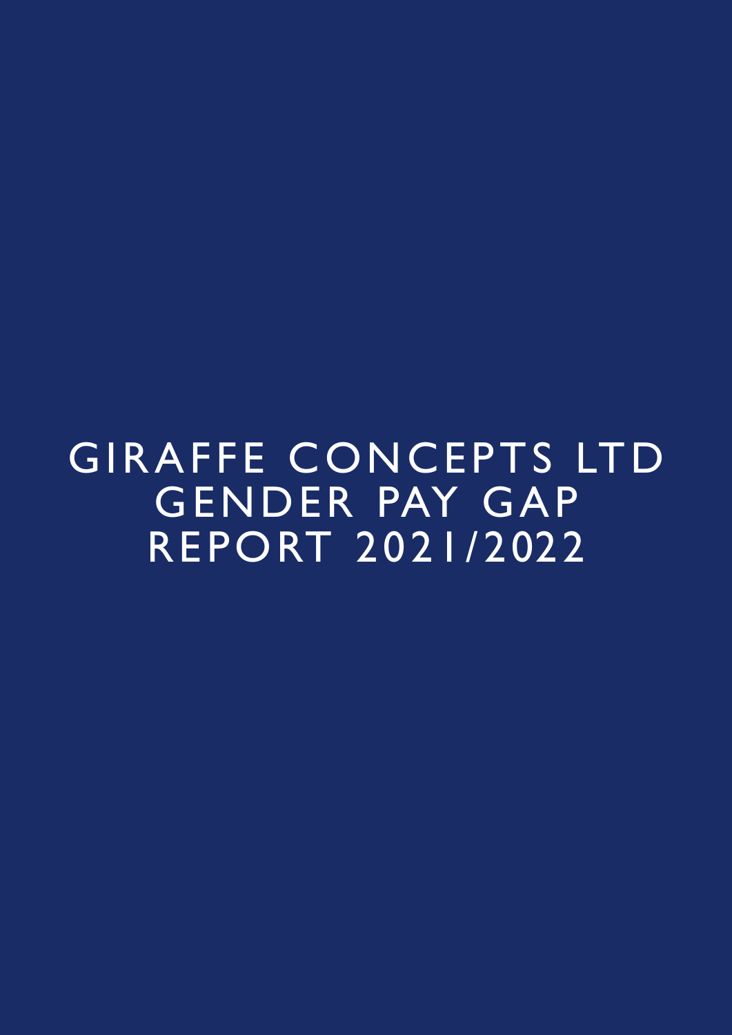# GIRAFFE CONCEPTS LTD GENDER PAY GAP REPORT 2021/2022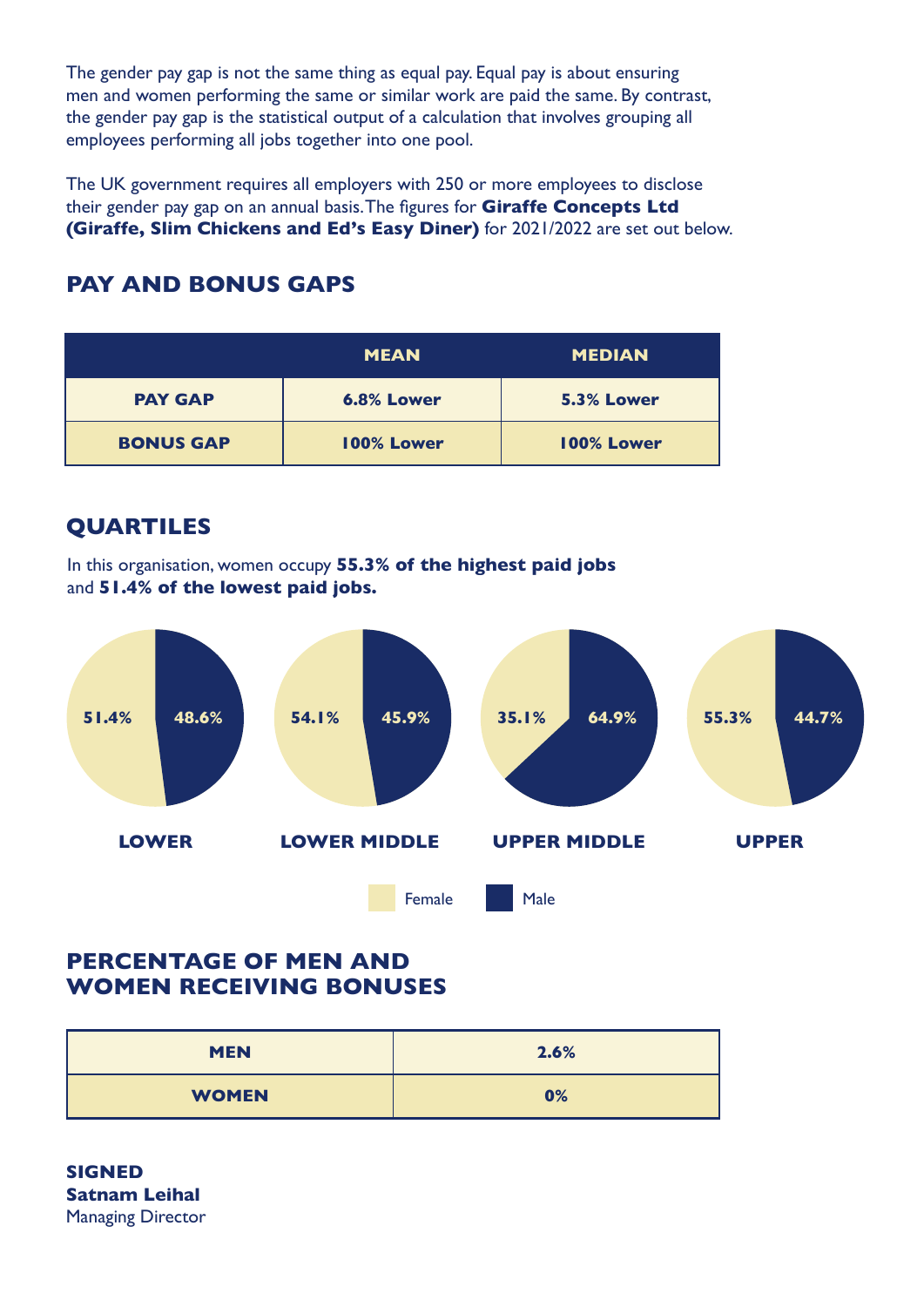The gender pay gap is not the same thing as equal pay. Equal pay is about ensuring men and women performing the same or similar work are paid the same. By contrast, the gender pay gap is the statistical output of a calculation that involves grouping all employees performing all jobs together into one pool.

The UK government requires all employers with 250 or more employees to disclose their gender pay gap on an annual basis. The figures for **Giraffe Concepts Ltd (Giraffe, Slim Chickens and Ed's Easy Diner)** for 2021/2022 are set out below.

## PAY AND BONUS GAPS

| | MEAN | MEDIAN |
|---|---|---|
| PAY GAP | 6.8% Lower | 5.3% Lower |
| BONUS GAP | 100% Lower | 100% Lower |

## QUARTILES

In this organisation, women occupy **55.3% of the highest paid jobs** and **51.4% of the lowest paid jobs.**

51.4% 48.6%
LOWER

54.1% 45.9%
LOWER MIDDLE

35.1% 64.9%
UPPER MIDDLE

55.3% 44.7%
UPPER

Female Male

## PERCENTAGE OF MEN AND WOMEN RECEIVING BONUSES

| | |
|---|---|
| MEN | 2.6% |
| WOMEN | 0% |

**SIGNED**
**Satnam Leihal**
Managing Director